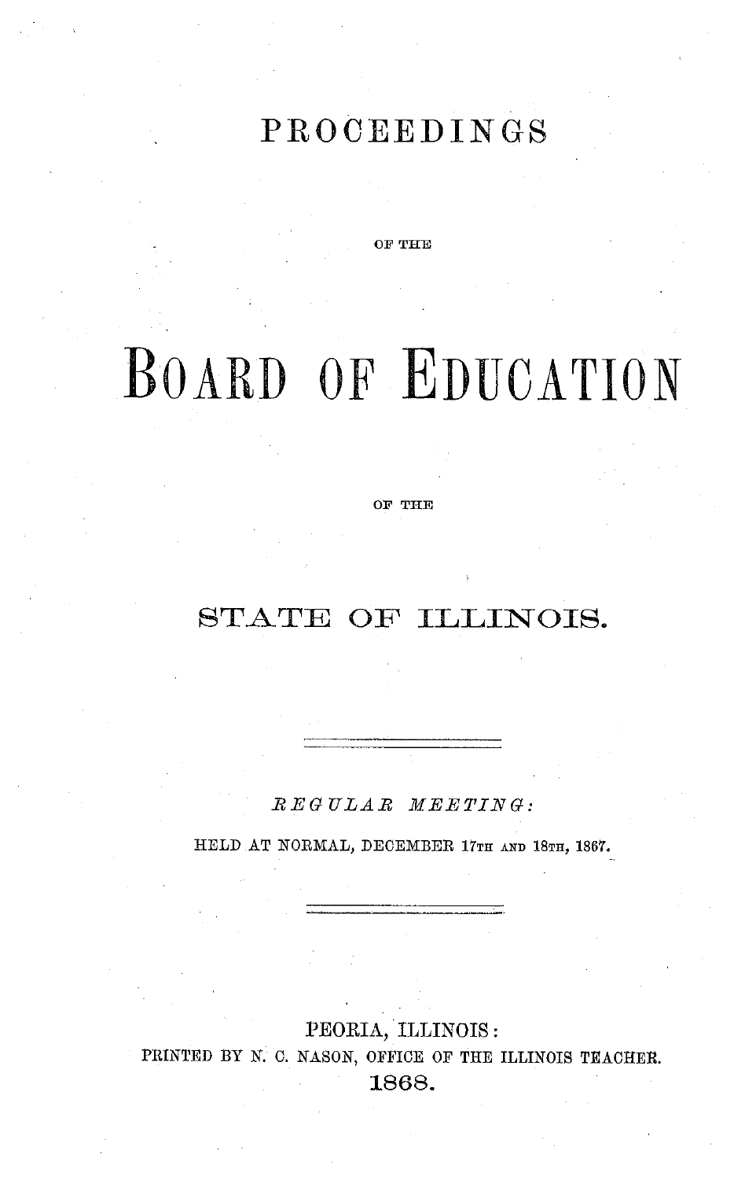# PROCEEDINGS

OF THE

# BOARD OF EDUCATION

OF THE

# STATE OF ILLINOIS.

---

*REGULAR MEETING:*

HELD AT NORMAL, DECEMBER 17TH AND 18TH, 1867.

---

PEORIA, ILLINOIS:

PRINTED BY N. C. NASON, OFFICE OF THE ILLINOIS TEACHER.

1868.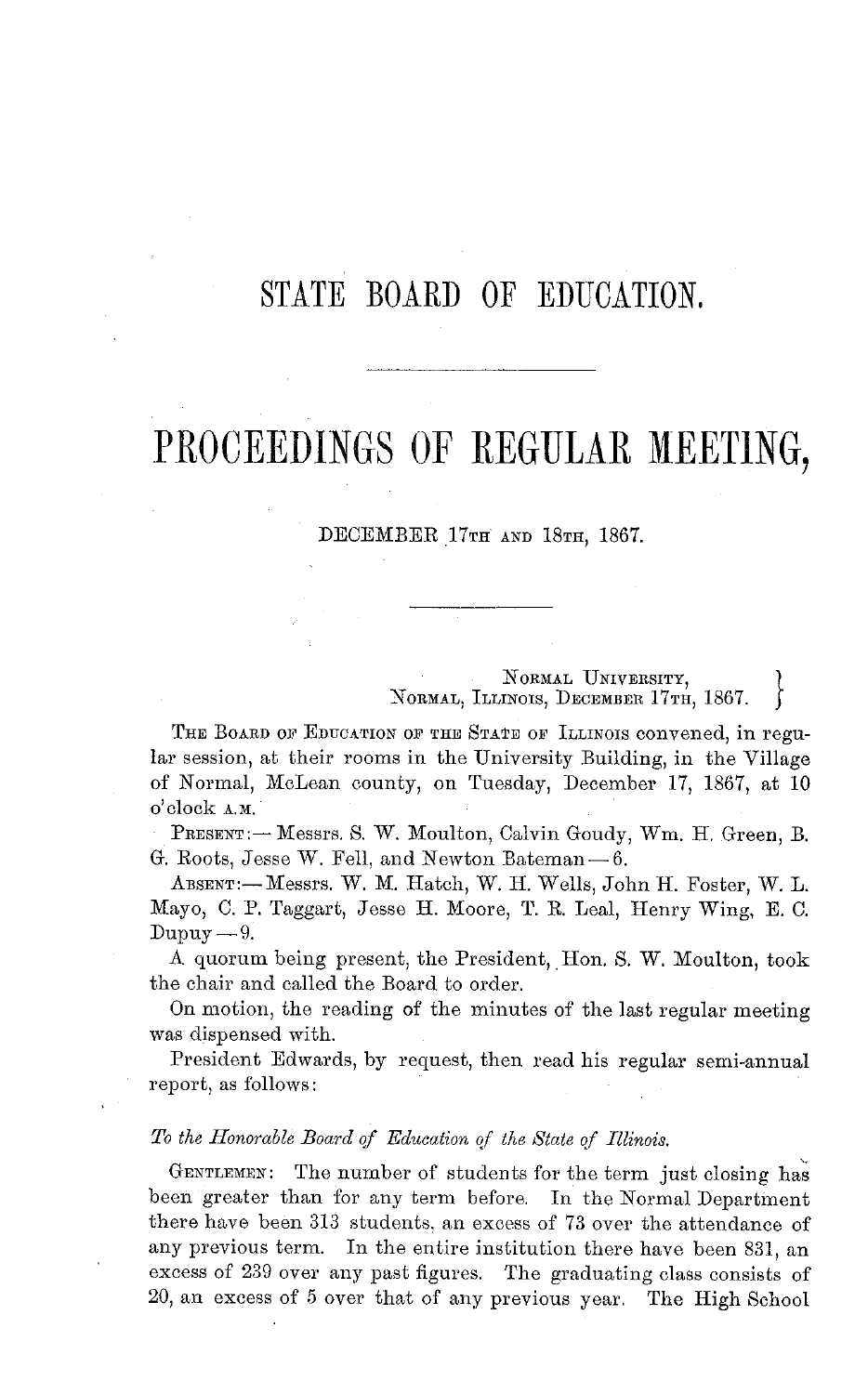# STATE BOARD OF EDUCATION.

# PROCEEDINGS OF REGULAR MEETING,

DECEMBER 17TH AND 18TH, 1867.

NORMAL UNIVERSITY,
NORMAL, ILLINOIS, DECEMBER 17TH, 1867.

THE BOARD OF EDUCATION OF THE STATE OF ILLINOIS convened, in regular session, at their rooms in the University Building, in the Village of Normal, McLean county, on Tuesday, December 17, 1867, at 10 o'clock A.M.

PRESENT:— Messrs. S. W. Moulton, Calvin Goudy, Wm. H. Green, B. G. Roots, Jesse W. Fell, and Newton Bateman — 6.

ABSENT:— Messrs. W. M. Hatch, W. H. Wells, John H. Foster, W. L. Mayo, C. P. Taggart, Jesse H. Moore, T. R. Leal, Henry Wing, E. C. Dupuy — 9.

A quorum being present, the President, Hon. S. W. Moulton, took the chair and called the Board to order.

On motion, the reading of the minutes of the last regular meeting was dispensed with.

President Edwards, by request, then read his regular semi-annual report, as follows:

*To the Honorable Board of Education of the State of Illinois.*

GENTLEMEN: The number of students for the term just closing has been greater than for any term before. In the Normal Department there have been 313 students, an excess of 73 over the attendance of any previous term. In the entire institution there have been 831, an excess of 239 over any past figures. The graduating class consists of 20, an excess of 5 over that of any previous year. The High School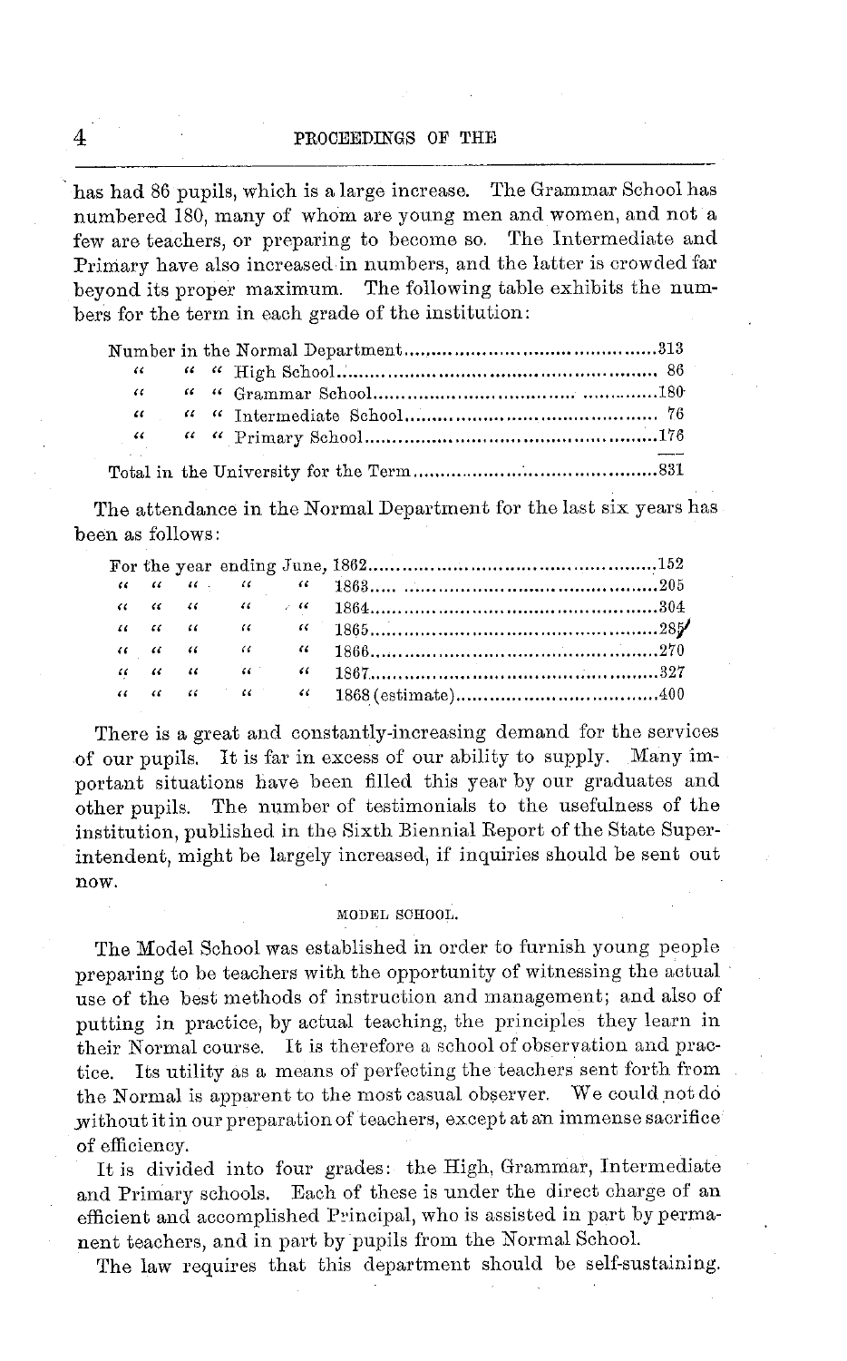has had 86 pupils, which is a large increase. The Grammar School has numbered 180, many of whom are young men and women, and not a few are teachers, or preparing to become so. The Intermediate and Primary have also increased in numbers, and the latter is crowded far beyond its proper maximum. The following table exhibits the numbers for the term in each grade of the institution:

| | |
|---|---|
| Number in the Normal Department | 313 |
| " " " High School | 86 |
| " " " Grammar School | 180 |
| " " " Intermediate School | 76 |
| " " " Primary School | 176 |
| Total in the University for the Term | 831 |

The attendance in the Normal Department for the last six years has been as follows:

| | |
|---|---|
| For the year ending June, 1862 | 152 |
| " " " " " 1863 | 205 |
| " " " " " 1864 | 304 |
| " " " " " 1865 | 285 |
| " " " " " 1866 | 270 |
| " " " " " 1867 | 327 |
| " " " " " 1868 (estimate) | 400 |

There is a great and constantly-increasing demand for the services of our pupils. It is far in excess of our ability to supply. Many important situations have been filled this year by our graduates and other pupils. The number of testimonials to the usefulness of the institution, published in the Sixth Biennial Report of the State Superintendent, might be largely increased, if inquiries should be sent out now.

### MODEL SCHOOL.

The Model School was established in order to furnish young people preparing to be teachers with the opportunity of witnessing the actual use of the best methods of instruction and management; and also of putting in practice, by actual teaching, the principles they learn in their Normal course. It is therefore a school of observation and practice. Its utility as a means of perfecting the teachers sent forth from the Normal is apparent to the most casual observer. We could not do without it in our preparation of teachers, except at an immense sacrifice of efficiency.

It is divided into four grades: the High, Grammar, Intermediate and Primary schools. Each of these is under the direct charge of an efficient and accomplished Principal, who is assisted in part by permanent teachers, and in part by pupils from the Normal School.

The law requires that this department should be self-sustaining.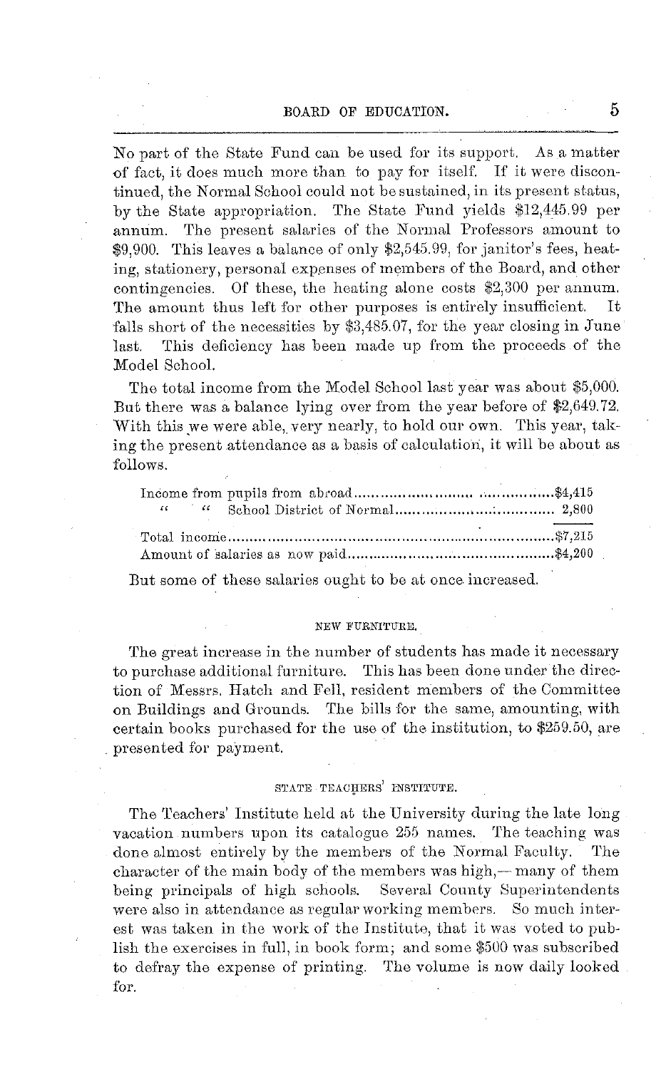No part of the State Fund can be used for its support. As a matter of fact, it does much more than to pay for itself. If it were discontinued, the Normal School could not be sustained, in its present status, by the State appropriation. The State Fund yields $12,445.99 per annum. The present salaries of the Normal Professors amount to $9,900. This leaves a balance of only $2,545.99, for janitor's fees, heating, stationery, personal expenses of members of the Board, and other contingencies. Of these, the heating alone costs $2,300 per annum. The amount thus left for other purposes is entirely insufficient. It falls short of the necessities by $3,485.07, for the year closing in June last. This deficiency has been made up from the proceeds of the Model School.

The total income from the Model School last year was about $5,000. But there was a balance lying over from the year before of $2,649.72. With this we were able, very nearly, to hold our own. This year, taking the present attendance as a basis of calculation, it will be about as follows.

| | |
|---|---|
| Income from pupils from abroad | $4,415 |
| " " School District of Normal | 2,800 |
| Total income | $7,215 |
| Amount of salaries as now paid | $4,200 |

But some of these salaries ought to be at once increased.

### NEW FURNITURE.

The great increase in the number of students has made it necessary to purchase additional furniture. This has been done under the direction of Messrs. Hatch and Fell, resident members of the Committee on Buildings and Grounds. The bills for the same, amounting, with certain books purchased for the use of the institution, to $259.50, are presented for payment.

### STATE TEACHERS' INSTITUTE.

The Teachers' Institute held at the University during the late long vacation numbers upon its catalogue 255 names. The teaching was done almost entirely by the members of the Normal Faculty. The character of the main body of the members was high,— many of them being principals of high schools. Several County Superintendents were also in attendance as regular working members. So much interest was taken in the work of the Institute, that it was voted to publish the exercises in full, in book form; and some $500 was subscribed to defray the expense of printing. The volume is now daily looked for.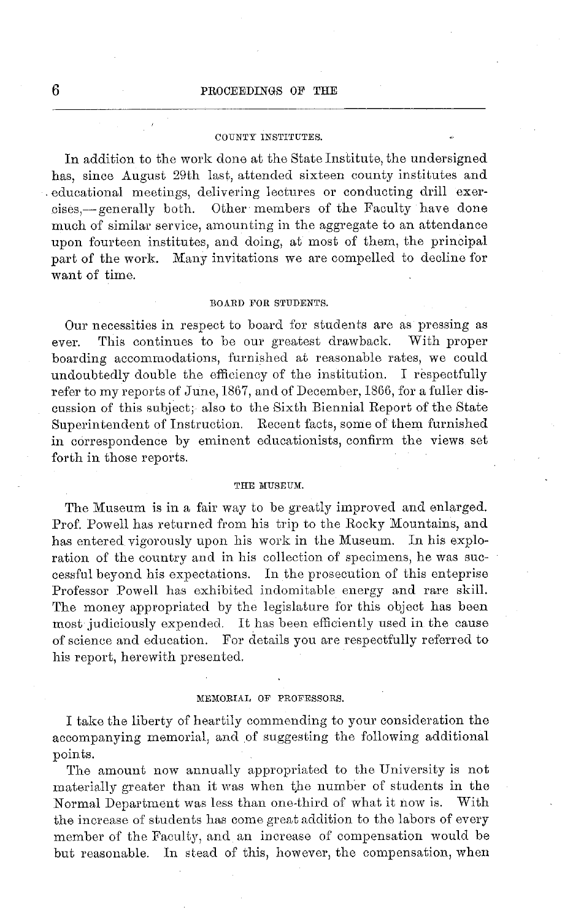### COUNTY INSTITUTES.

In addition to the work done at the State Institute, the undersigned has, since August 29th last, attended sixteen county institutes and educational meetings, delivering lectures or conducting drill exercises,—generally both. Other members of the Faculty have done much of similar service, amounting in the aggregate to an attendance upon fourteen institutes, and doing, at most of them, the principal part of the work. Many invitations we are compelled to decline for want of time.

### BOARD FOR STUDENTS.

Our necessities in respect to board for students are as pressing as ever. This continues to be our greatest drawback. With proper boarding accommodations, furnished at reasonable rates, we could undoubtedly double the efficiency of the institution. I respectfully refer to my reports of June, 1867, and of December, 1866, for a fuller discussion of this subject; also to the Sixth Biennial Report of the State Superintendent of Instruction. Recent facts, some of them furnished in correspondence by eminent educationists, confirm the views set forth in those reports.

### THE MUSEUM.

The Museum is in a fair way to be greatly improved and enlarged. Prof. Powell has returned from his trip to the Rocky Mountains, and has entered vigorously upon his work in the Museum. In his exploration of the country and in his collection of specimens, he was successful beyond his expectations. In the prosecution of this enteprise Professor Powell has exhibited indomitable energy and rare skill. The money appropriated by the legislature for this object has been most judiciously expended. It has been efficiently used in the cause of science and education. For details you are respectfully referred to his report, herewith presented.

### MEMORIAL OF PROFESSORS.

I take the liberty of heartily commending to your consideration the accompanying memorial, and of suggesting the following additional points.

The amount now annually appropriated to the University is not materially greater than it was when the number of students in the Normal Department was less than one-third of what it now is. With the increase of students has come great addition to the labors of every member of the Faculty, and an increase of compensation would be but reasonable. In stead of this, however, the compensation, when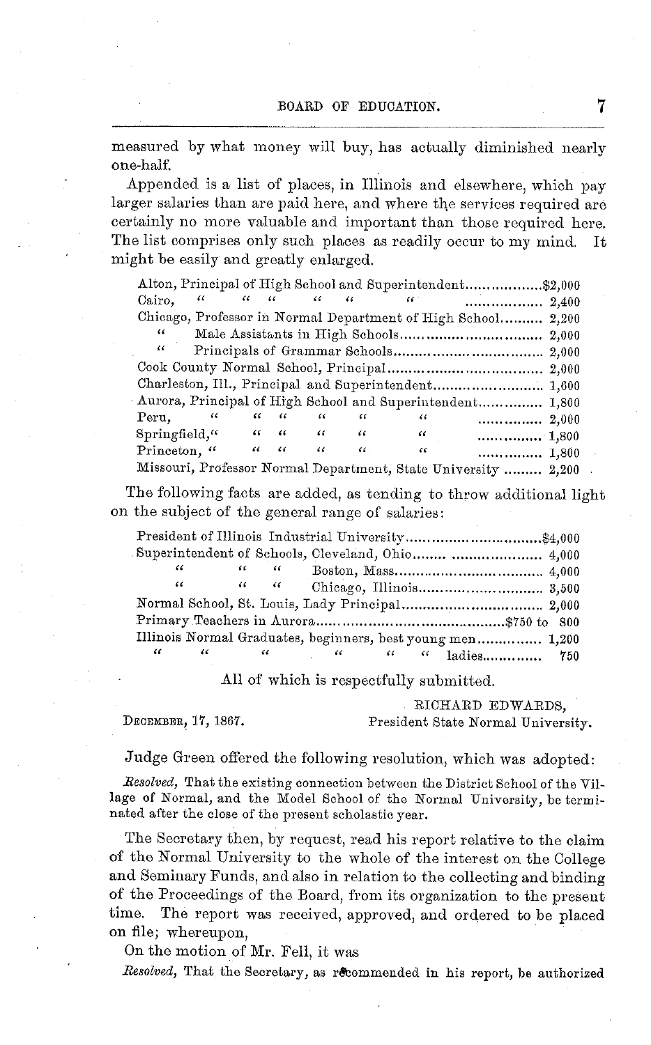measured by what money will buy, has actually diminished nearly one-half.

Appended is a list of places, in Illinois and elsewhere, which pay larger salaries than are paid here, and where the services required are certainly no more valuable and important than those required here. The list comprises only such places as readily occur to my mind. It might be easily and greatly enlarged.

| | |
|---|---|
| Alton, Principal of High School and Superintendent | $2,000 |
| Cairo, " " " " " " | 2,400 |
| Chicago, Professor in Normal Department of High School | 2,200 |
| " Male Assistants in High Schools | 2,000 |
| " Principals of Grammar Schools | 2,000 |
| Cook County Normal School, Principal | 2,000 |
| Charleston, Ill., Principal and Superintendent | 1,600 |
| Aurora, Principal of High School and Superintendent | 1,800 |
| Peru, " " " " " " | 2,000 |
| Springfield," " " " " " | 1,800 |
| Princeton, " " " " " " | 1,800 |
| Missouri, Professor Normal Department, State University | 2,200 |

The following facts are added, as tending to throw additional light on the subject of the general range of salaries:

| | |
|---|---|
| President of Illinois Industrial University | $4,000 |
| Superintendent of Schools, Cleveland, Ohio | 4,000 |
| " " " Boston, Mass. | 4,000 |
| " " " Chicago, Illinois | 3,500 |
| Normal School, St. Louis, Lady Principal | 2,000 |
| Primary Teachers in Aurora | $750 to 800 |
| Illinois Normal Graduates, beginners, best young men | 1,200 |
| " " " " " " ladies | 750 |

All of which is respectfully submitted.

RICHARD EDWARDS,
President State Normal University.

DECEMBER, 17, 1867.

Judge Green offered the following resolution, which was adopted:

*Resolved*, That the existing connection between the District School of the Village of Normal, and the Model School of the Normal University, be terminated after the close of the present scholastic year.

The Secretary then, by request, read his report relative to the claim of the Normal University to the whole of the interest on the College and Seminary Funds, and also in relation to the collecting and binding of the Proceedings of the Board, from its organization to the present time. The report was received, approved, and ordered to be placed on file; whereupon,

On the motion of Mr. Fell, it was

*Resolved*, That the Secretary, as recommended in his report, be authorized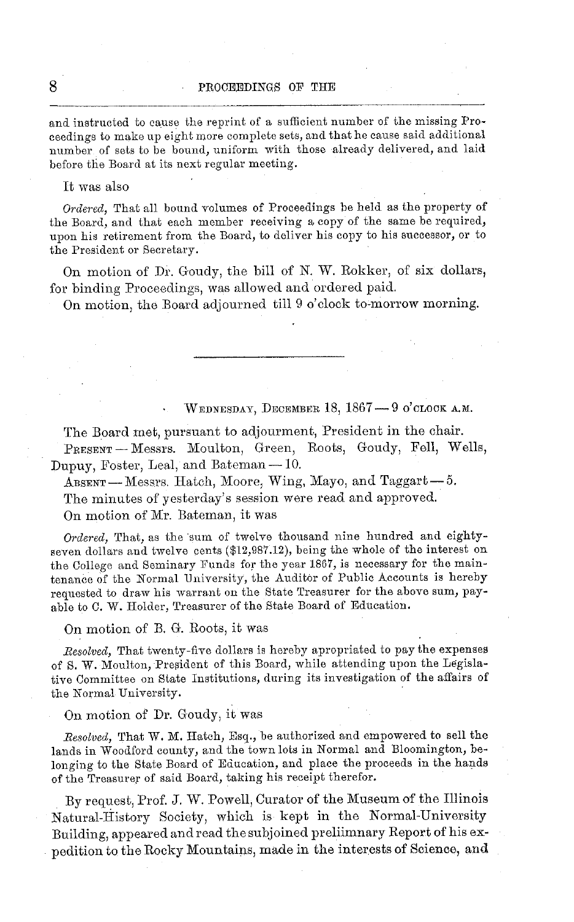and instructed to cause the reprint of a sufficient number of the missing Proceedings to make up eight more complete sets, and that he cause said additional number of sets to be bound, uniform with those already delivered, and laid before the Board at its next regular meeting.

It was also

*Ordered,* That all bound volumes of Proceedings be held as the property of the Board, and that each member receiving a copy of the same be required, upon his retirement from the Board, to deliver his copy to his successor, or to the President or Secretary.

On motion of Dr. Goudy, the bill of N. W. Rokker, of six dollars, for binding Proceedings, was allowed and ordered paid.

On motion, the Board adjourned till 9 o'clock to-morrow morning.

---

WEDNESDAY, DECEMBER 18, 1867 — 9 O'CLOCK A.M.

The Board met, pursuant to adjourment, President in the chair.

PRESENT — Messrs. Moulton, Green, Roots, Goudy, Fell, Wells, Dupuy, Foster, Leal, and Bateman — 10.

ABSENT — Messrs. Hatch, Moore, Wing, Mayo, and Taggart — 5.

The minutes of yesterday's session were read and approved.

On motion of Mr. Bateman, it was

*Ordered,* That, as the sum of twelve thousand nine hundred and eighty-seven dollars and twelve cents ($12,987.12), being the whole of the interest on the College and Seminary Funds for the year 1867, is necessary for the maintenance of the Normal University, the Auditor of Public Accounts is hereby requested to draw his warrant on the State Treasurer for the above sum, payable to C. W. Holder, Treasurer of the State Board of Education.

On motion of B. G. Roots, it was

*Resolved,* That twenty-five dollars is hereby apropriated to pay the expenses of S. W. Moulton, President of this Board, while attending upon the Legislative Committee on State Institutions, during its investigation of the affairs of the Normal University.

On motion of Dr. Goudy, it was

*Resolved,* That W. M. Hatch, Esq., be authorized and empowered to sell the lands in Woodford county, and the town lots in Normal and Bloomington, belonging to the State Board of Education, and place the proceeds in the hands of the Treasurer of said Board, taking his receipt therefor.

By request, Prof. J. W. Powell, Curator of the Museum of the Illinois Natural-History Society, which is kept in the Normal-University Building, appeared and read the subjoined preliimnary Report of his expedition to the Rocky Mountains, made in the interests of Science, and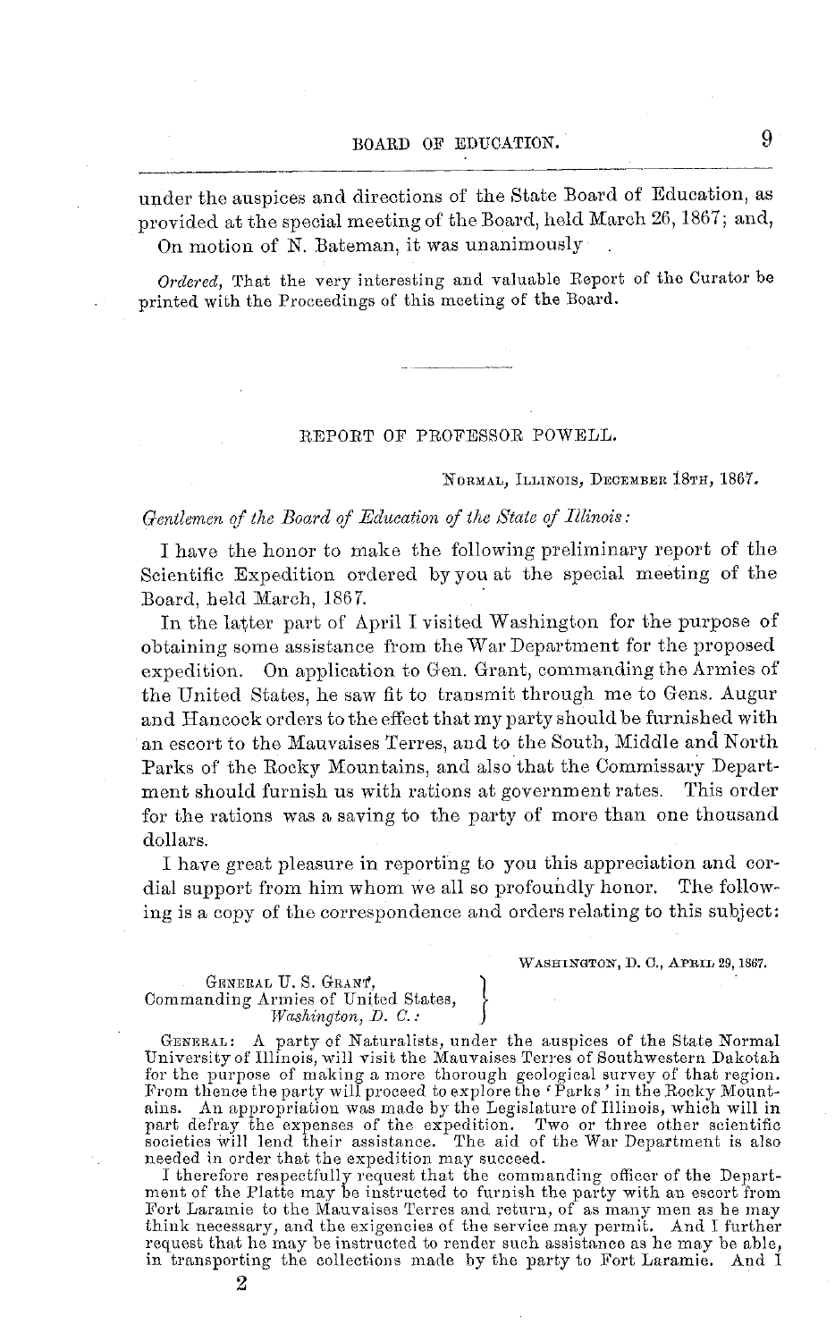under the auspices and directions of the State Board of Education, as provided at the special meeting of the Board, held March 26, 1867; and,

On motion of N. Bateman, it was unanimously

*Ordered*, That the very interesting and valuable Report of the Curator be printed with the Proceedings of this meeting of the Board.

---

## REPORT OF PROFESSOR POWELL.

NORMAL, ILLINOIS, DECEMBER 18TH, 1867.

*Gentlemen of the Board of Education of the State of Illinois:*

I have the honor to make the following preliminary report of the Scientific Expedition ordered by you at the special meeting of the Board, held March, 1867.

In the latter part of April I visited Washington for the purpose of obtaining some assistance from the War Department for the proposed expedition. On application to Gen. Grant, commanding the Armies of the United States, he saw fit to transmit through me to Gens. Augur and Hancock orders to the effect that my party should be furnished with an escort to the Mauvaises Terres, and to the South, Middle and North Parks of the Rocky Mountains, and also that the Commissary Department should furnish us with rations at government rates. This order for the rations was a saving to the party of more than one thousand dollars.

I have great pleasure in reporting to you this appreciation and cordial support from him whom we all so profoundly honor. The following is a copy of the correspondence and orders relating to this subject:

WASHINGTON, D. C., APRIL 29, 1867.

GENERAL U. S. GRANT,
Commanding Armies of United States,
*Washington, D. C.:*

GENERAL: A party of Naturalists, under the auspices of the State Normal University of Illinois, will visit the Mauvaises Terres of Southwestern Dakotah for the purpose of making a more thorough geological survey of that region. From thence the party will proceed to explore the 'Parks' in the Rocky Mountains. An appropriation was made by the Legislature of Illinois, which will in part defray the expenses of the expedition. Two or three other scientific societies will lend their assistance. The aid of the War Department is also needed in order that the expedition may succeed.

I therefore respectfully request that the commanding officer of the Department of the Platte may be instructed to furnish the party with an escort from Fort Laramie to the Mauvaises Terres and return, of as many men as he may think necessary, and the exigencies of the service may permit. And I further request that he may be instructed to render such assistance as he may be able, in transporting the collections made by the party to Fort Laramie. And I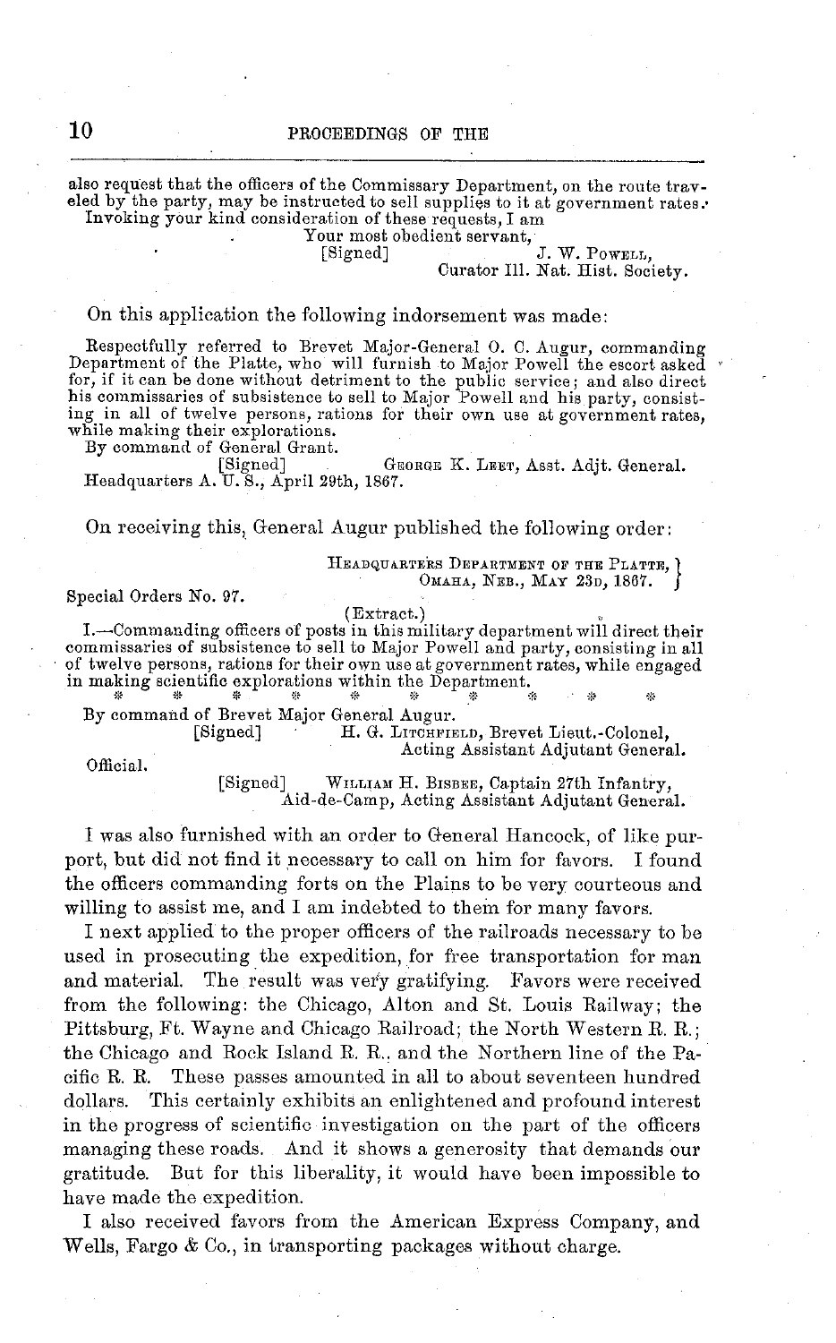also request that the officers of the Commissary Department, on the route traveled by the party, may be instructed to sell supplies to it at government rates.

Invoking your kind consideration of these requests, I am

Your most obedient servant,

[Signed] J. W. POWELL,
Curator Ill. Nat. Hist. Society.

On this application the following indorsement was made:

Respectfully referred to Brevet Major-General O. C. Augur, commanding Department of the Platte, who will furnish to Major Powell the escort asked for, if it can be done without detriment to the public service; and also direct his commissaries of subsistence to sell to Major Powell and his party, consisting in all of twelve persons, rations for their own use at government rates, while making their explorations.

By command of General Grant.

[Signed] GEORGE K. LEET, Asst. Adjt. General.

Headquarters A. U. S., April 29th, 1867.

On receiving this, General Augur published the following order:

HEADQUARTERS DEPARTMENT OF THE PLATTE,
OMAHA, NEB., MAY 23D, 1867.

Special Orders No. 97.

(Extract.)

I.—Commanding officers of posts in this military department will direct their commissaries of subsistence to sell to Major Powell and party, consisting in all of twelve persons, rations for their own use at government rates, while engaged in making scientific explorations within the Department.

\* \* \* \* \* \* \* \* \* \*

By command of Brevet Major General Augur.

[Signed] H. G. LITCHFIELD, Brevet Lieut.-Colonel,
Acting Assistant Adjutant General.

Official.

[Signed] WILLIAM H. BISBEE, Captain 27th Infantry,
Aid-de-Camp, Acting Assistant Adjutant General.

I was also furnished with an order to General Hancock, of like purport, but did not find it necessary to call on him for favors. I found the officers commanding forts on the Plains to be very courteous and willing to assist me, and I am indebted to them for many favors.

I next applied to the proper officers of the railroads necessary to be used in prosecuting the expedition, for free transportation for man and material. The result was very gratifying. Favors were received from the following: the Chicago, Alton and St. Louis Railway; the Pittsburg, Ft. Wayne and Chicago Railroad; the North Western R. R.; the Chicago and Rock Island R. R., and the Northern line of the Pacific R. R. These passes amounted in all to about seventeen hundred dollars. This certainly exhibits an enlightened and profound interest in the progress of scientific investigation on the part of the officers managing these roads. And it shows a generosity that demands our gratitude. But for this liberality, it would have been impossible to have made the expedition.

I also received favors from the American Express Company, and Wells, Fargo & Co., in transporting packages without charge.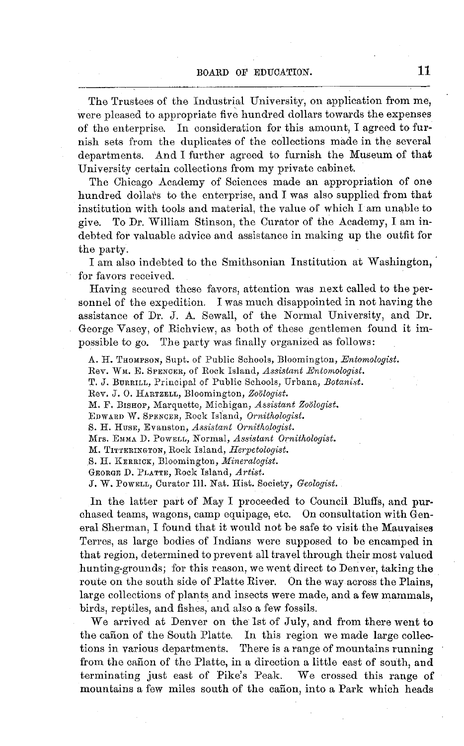The Trustees of the Industrial University, on application from me, were pleased to appropriate five hundred dollars towards the expenses of the enterprise. In consideration for this amount, I agreed to furnish sets from the duplicates of the collections made in the several departments. And I further agreed to furnish the Museum of that University certain collections from my private cabinet.

The Chicago Academy of Sciences made an appropriation of one hundred dollars to the enterprise, and I was also supplied from that institution with tools and material, the value of which I am unable to give. To Dr. William Stinson, the Curator of the Academy, I am indebted for valuable advice and assistance in making up the outfit for the party.

I am also indebted to the Smithsonian Institution at Washington, for favors received.

Having secured these favors, attention was next called to the personnel of the expedition. I was much disappointed in not having the assistance of Dr. J. A. Sewall, of the Normal University, and Dr. George Vasey, of Richview, as both of these gentlemen found it impossible to go. The party was finally organized as follows:

A. H. Thompson, Supt. of Public Schools, Bloomington, *Entomologist.*
Rev. Wm. E. Spencer, of Rock Island, *Assistant Entomologist.*
T. J. Burrill, Principal of Public Schools, Urbana, *Botanist.*
Rev. J. O. Hartzell, Bloomington, *Zoölogist.*
M. F. Bishop, Marquette, Michigan, *Assistant Zoölogist.*
Edward W. Spencer, Rock Island, *Ornithologist.*
S. H. Huse, Evanston, *Assistant Ornithologist.*
Mrs. Emma D. Powell, Normal, *Assistant Ornithologist.*
M. Titterington, Rock Island, *Herpetologist.*
S. H. Kerrick, Bloomington, *Mineralogist.*
George D. Platte, Rock Island, *Artist.*
J. W. Powell, Curator Ill. Nat. Hist. Society, *Geologist.*

In the latter part of May I proceeded to Council Bluffs, and purchased teams, wagons, camp equipage, etc. On consultation with General Sherman, I found that it would not be safe to visit the Mauvaises Terres, as large bodies of Indians were supposed to be encamped in that region, determined to prevent all travel through their most valued hunting-grounds; for this reason, we went direct to Denver, taking the route on the south side of Platte River. On the way across the Plains, large collections of plants and insects were made, and a few mammals, birds, reptiles, and fishes, and also a few fossils.

We arrived at Denver on the 1st of July, and from there went to the cañon of the South Platte. In this region we made large collections in various departments. There is a range of mountains running from the cañon of the Platte, in a direction a little east of south, and terminating just east of Pike's Peak. We crossed this range of mountains a few miles south of the cañon, into a Park which heads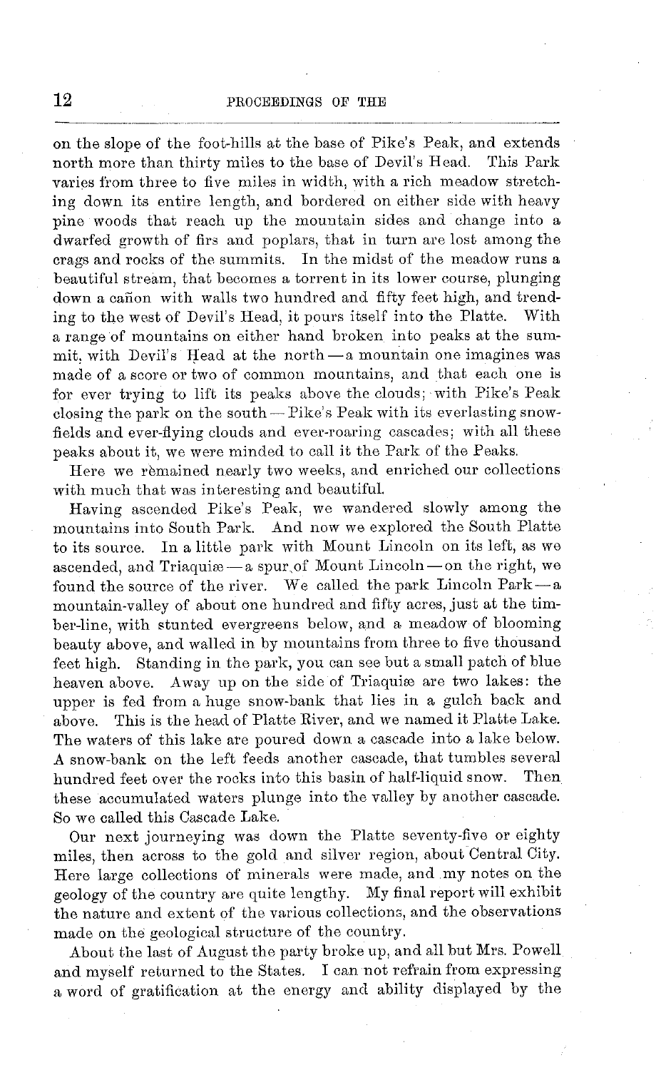on the slope of the foot-hills at the base of Pike's Peak, and extends north more than thirty miles to the base of Devil's Head. This Park varies from three to five miles in width, with a rich meadow stretching down its entire length, and bordered on either side with heavy pine woods that reach up the mountain sides and change into a dwarfed growth of firs and poplars, that in turn are lost among the crags and rocks of the summits. In the midst of the meadow runs a beautiful stream, that becomes a torrent in its lower course, plunging down a cañon with walls two hundred and fifty feet high, and trending to the west of Devil's Head, it pours itself into the Platte. With a range of mountains on either hand broken into peaks at the summit, with Devil's Head at the north — a mountain one imagines was made of a score or two of common mountains, and that each one is for ever trying to lift its peaks above the clouds; with Pike's Peak closing the park on the south — Pike's Peak with its everlasting snow-fields and ever-flying clouds and ever-roaring cascades; with all these peaks about it, we were minded to call it the Park of the Peaks.

Here we remained nearly two weeks, and enriched our collections with much that was interesting and beautiful.

Having ascended Pike's Peak, we wandered slowly among the mountains into South Park. And now we explored the South Platte to its source. In a little park with Mount Lincoln on its left, as we ascended, and Triaquiæ — a spur of Mount Lincoln — on the right, we found the source of the river. We called the park Lincoln Park — a mountain-valley of about one hundred and fifty acres, just at the timber-line, with stunted evergreens below, and a meadow of blooming beauty above, and walled in by mountains from three to five thousand feet high. Standing in the park, you can see but a small patch of blue heaven above. Away up on the side of Triaquiæ are two lakes: the upper is fed from a huge snow-bank that lies in a gulch back and above. This is the head of Platte River, and we named it Platte Lake. The waters of this lake are poured down a cascade into a lake below. A snow-bank on the left feeds another cascade, that tumbles several hundred feet over the rocks into this basin of half-liquid snow. Then these accumulated waters plunge into the valley by another cascade. So we called this Cascade Lake.

Our next journeying was down the Platte seventy-five or eighty miles, then across to the gold and silver region, about Central City. Here large collections of minerals were made, and my notes on the geology of the country are quite lengthy. My final report will exhibit the nature and extent of the various collections, and the observations made on the geological structure of the country.

About the last of August the party broke up, and all but Mrs. Powell and myself returned to the States. I can not refrain from expressing a word of gratification at the energy and ability displayed by the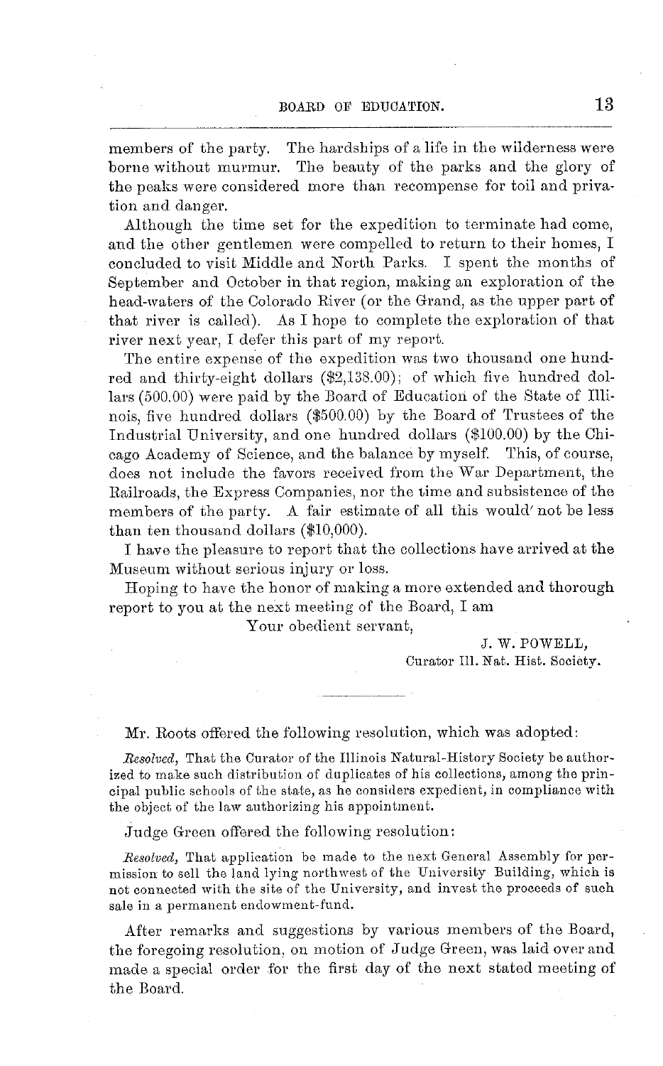members of the party. The hardships of a life in the wilderness were borne without murmur. The beauty of the parks and the glory of the peaks were considered more than recompense for toil and privation and danger.

Although the time set for the expedition to terminate had come, and the other gentlemen were compelled to return to their homes, I concluded to visit Middle and North Parks. I spent the months of September and October in that region, making an exploration of the head-waters of the Colorado River (or the Grand, as the upper part of that river is called). As I hope to complete the exploration of that river next year, I defer this part of my report.

The entire expense of the expedition was two thousand one hundred and thirty-eight dollars ($2,138.00); of which five hundred dollars (500.00) were paid by the Board of Education of the State of Illinois, five hundred dollars ($500.00) by the Board of Trustees of the Industrial University, and one hundred dollars ($100.00) by the Chicago Academy of Science, and the balance by myself. This, of course, does not include the favors received from the War Department, the Railroads, the Express Companies, nor the time and subsistence of the members of the party. A fair estimate of all this would' not be less than ten thousand dollars ($10,000).

I have the pleasure to report that the collections have arrived at the Museum without serious injury or loss.

Hoping to have the honor of making a more extended and thorough report to you at the next meeting of the Board, I am

Your obedient servant,

J. W. POWELL,
Curator Ill. Nat. Hist. Society.

---

Mr. Roots offered the following resolution, which was adopted:

*Resolved,* That the Curator of the Illinois Natural-History Society be authorized to make such distribution of duplicates of his collections, among the principal public schools of the state, as he considers expedient, in compliance with the object of the law authorizing his appointment.

Judge Green offered the following resolution:

*Resolved,* That application be made to the next General Assembly for permission to sell the land lying northwest of the University Building, which is not connected with the site of the University, and invest the proceeds of such sale in a permanent endowment-fund.

After remarks and suggestions by various members of the Board, the foregoing resolution, on motion of Judge Green, was laid over and made a special order for the first day of the next stated meeting of the Board.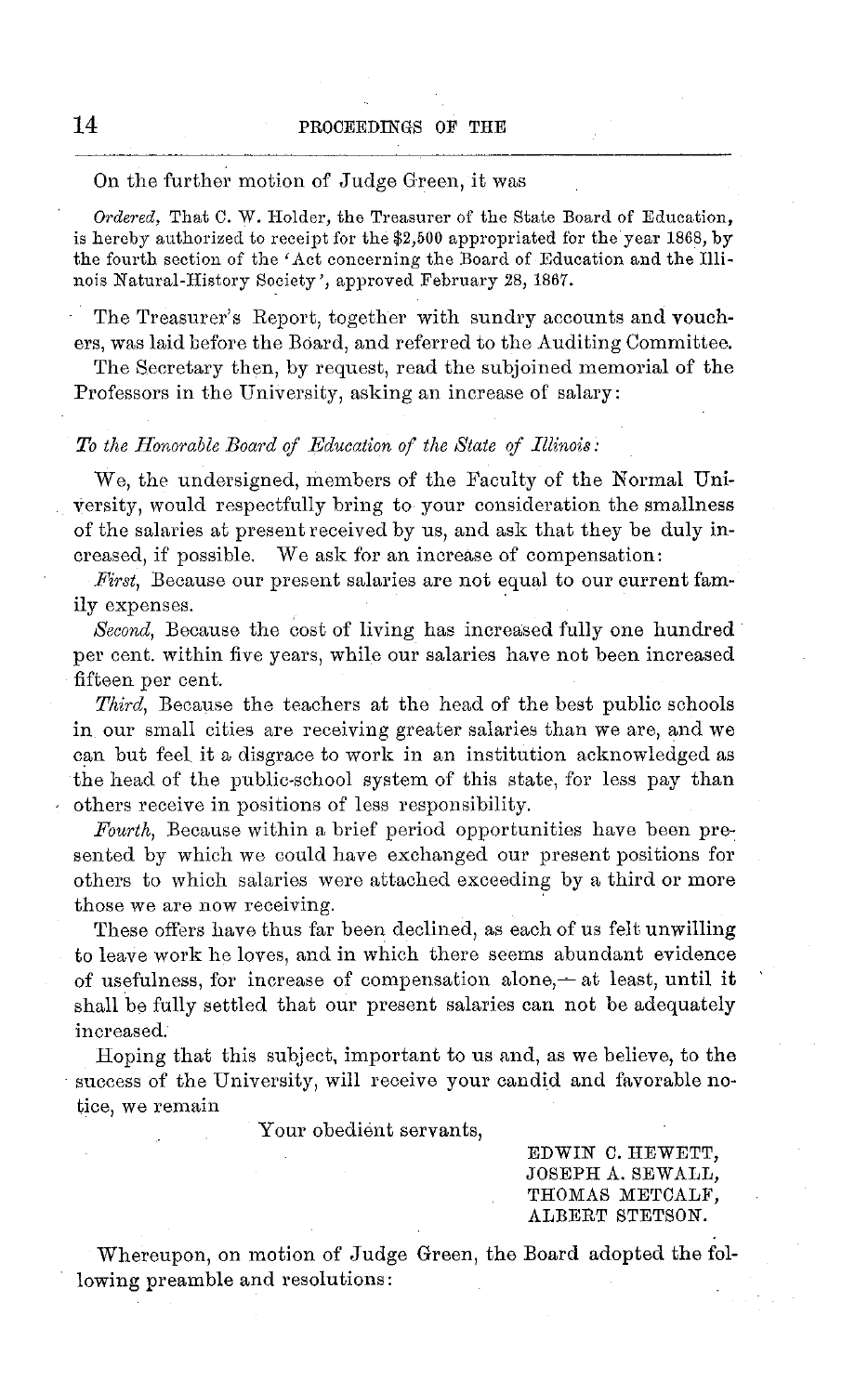On the further motion of Judge Green, it was

*Ordered*, That C. W. Holder, the Treasurer of the State Board of Education, is hereby authorized to receipt for the $2,500 appropriated for the year 1868, by the fourth section of the 'Act concerning the Board of Education and the Illinois Natural-History Society', approved February 28, 1867.

The Treasurer's Report, together with sundry accounts and vouchers, was laid before the Board, and referred to the Auditing Committee.

The Secretary then, by request, read the subjoined memorial of the Professors in the University, asking an increase of salary:

*To the Honorable Board of Education of the State of Illinois:*

We, the undersigned, members of the Faculty of the Normal University, would respectfully bring to your consideration the smallness of the salaries at present received by us, and ask that they be duly increased, if possible. We ask for an increase of compensation:

*First*, Because our present salaries are not equal to our current family expenses.

*Second*, Because the cost of living has increased fully one hundred per cent. within five years, while our salaries have not been increased fifteen per cent.

*Third*, Because the teachers at the head of the best public schools in our small cities are receiving greater salaries than we are, and we can but feel it a disgrace to work in an institution acknowledged as the head of the public-school system of this state, for less pay than others receive in positions of less responsibility.

*Fourth*, Because within a brief period opportunities have been presented by which we could have exchanged our present positions for others to which salaries were attached exceeding by a third or more those we are now receiving.

These offers have thus far been declined, as each of us felt unwilling to leave work he loves, and in which there seems abundant evidence of usefulness, for increase of compensation alone,—at least, until it shall be fully settled that our present salaries can not be adequately increased.

Hoping that this subject, important to us and, as we believe, to the success of the University, will receive your candid and favorable notice, we remain

Your obedient servants,

EDWIN C. HEWETT,
JOSEPH A. SEWALL,
THOMAS METCALF,
ALBERT STETSON.

Whereupon, on motion of Judge Green, the Board adopted the following preamble and resolutions: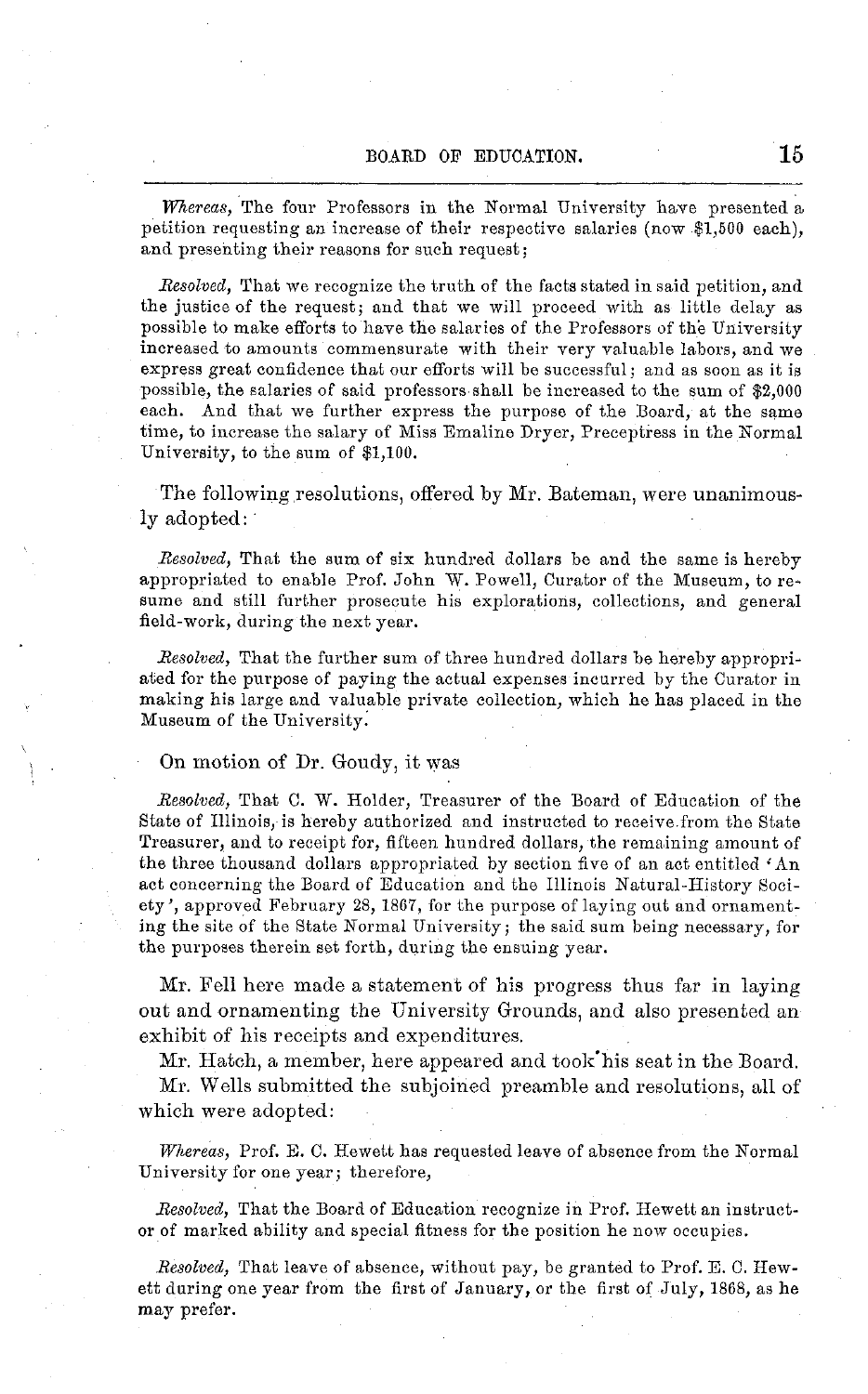*Whereas,* The four Professors in the Normal University have presented a petition requesting an increase of their respective salaries (now $1,500 each), and presenting their reasons for such request;

*Resolved,* That we recognize the truth of the facts stated in said petition, and the justice of the request; and that we will proceed with as little delay as possible to make efforts to have the salaries of the Professors of the University increased to amounts commensurate with their very valuable labors, and we express great confidence that our efforts will be successful; and as soon as it is possible, the salaries of said professors shall be increased to the sum of $2,000 each. And that we further express the purpose of the Board, at the same time, to increase the salary of Miss Emaline Dryer, Preceptress in the Normal University, to the sum of $1,100.

The following resolutions, offered by Mr. Bateman, were unanimously adopted:

*Resolved,* That the sum of six hundred dollars be and the same is hereby appropriated to enable Prof. John W. Powell, Curator of the Museum, to resume and still further prosecute his explorations, collections, and general field-work, during the next year.

*Resolved,* That the further sum of three hundred dollars be hereby appropriated for the purpose of paying the actual expenses incurred by the Curator in making his large and valuable private collection, which he has placed in the Museum of the University.

On motion of Dr. Goudy, it was

*Resolved,* That C. W. Holder, Treasurer of the Board of Education of the State of Illinois, is hereby authorized and instructed to receive from the State Treasurer, and to receipt for, fifteen hundred dollars, the remaining amount of the three thousand dollars appropriated by section five of an act entitled 'An act concerning the Board of Education and the Illinois Natural-History Society', approved February 28, 1867, for the purpose of laying out and ornamenting the site of the State Normal University; the said sum being necessary, for the purposes therein set forth, during the ensuing year.

Mr. Fell here made a statement of his progress thus far in laying out and ornamenting the University Grounds, and also presented an exhibit of his receipts and expenditures.

Mr. Hatch, a member, here appeared and took his seat in the Board.

Mr. Wells submitted the subjoined preamble and resolutions, all of which were adopted:

*Whereas,* Prof. E. C. Hewett has requested leave of absence from the Normal University for one year; therefore,

*Resolved,* That the Board of Education recognize in Prof. Hewett an instructor of marked ability and special fitness for the position he now occupies.

*Resolved,* That leave of absence, without pay, be granted to Prof. E. C. Hewett during one year from the first of January, or the first of July, 1868, as he may prefer.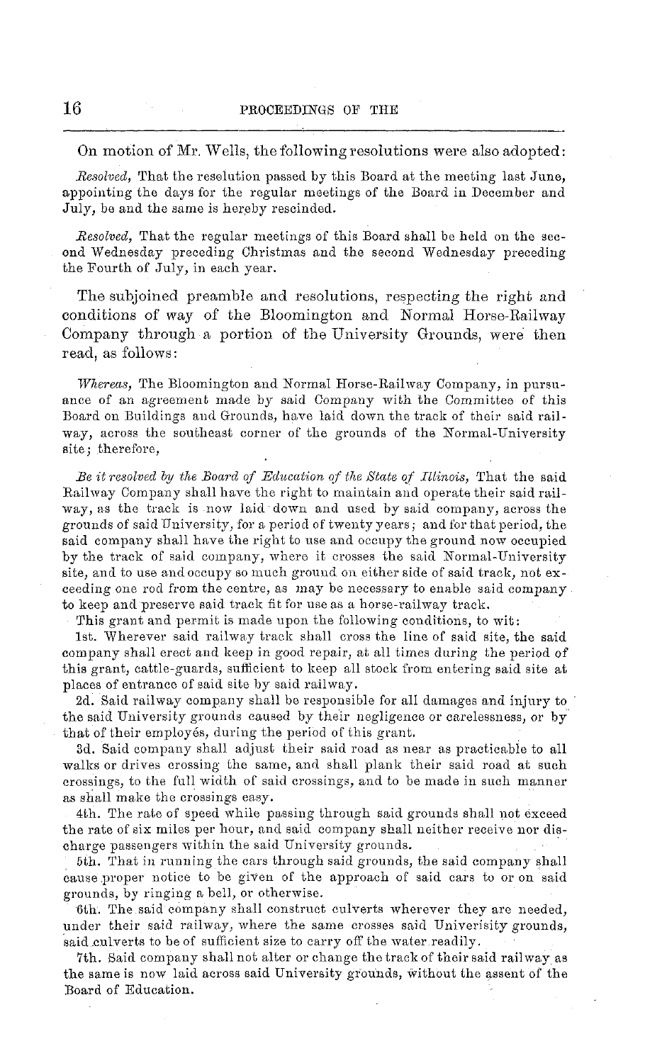On motion of Mr. Wells, the following resolutions were also adopted:

*Resolved,* That the resolution passed by this Board at the meeting last June, appointing the days for the regular meetings of the Board in December and July, be and the same is hereby rescinded.

*Resolved,* That the regular meetings of this Board shall be held on the second Wednesday preceding Christmas and the second Wednesday preceding the Fourth of July, in each year.

The subjoined preamble and resolutions, respecting the right and conditions of way of the Bloomington and Normal Horse-Railway Company through a portion of the University Grounds, were then read, as follows:

*Whereas,* The Bloomington and Normal Horse-Railway Company, in pursuance of an agreement made by said Company with the Committee of this Board on Buildings and Grounds, have laid down the track of their said railway, across the southeast corner of the grounds of the Normal-University site; therefore,

*Be it resolved by the Board of Education of the State of Illinois,* That the said Railway Company shall have the right to maintain and operate their said railway, as the track is now laid down and used by said company, across the grounds of said University, for a period of twenty years; and for that period, the said company shall have the right to use and occupy the ground now occupied by the track of said company, where it crosses the said Normal-University site, and to use and occupy so much ground on either side of said track, not exceeding one rod from the centre, as may be necessary to enable said company to keep and preserve said track fit for use as a horse-railway track.

This grant and permit is made upon the following conditions, to wit:

1st. Wherever said railway track shall cross the line of said site, the said company shall erect and keep in good repair, at all times during the period of this grant, cattle-guards, sufficient to keep all stock from entering said site at places of entrance of said site by said railway.

2d. Said railway company shall be responsible for all damages and injury to the said University grounds caused by their negligence or carelessness, or by that of their employés, during the period of this grant.

3d. Said company shall adjust their said road as near as practicable to all walks or drives crossing the same, and shall plank their said road at such crossings, to the full width of said crossings, and to be made in such manner as shall make the crossings easy.

4th. The rate of speed while passing through said grounds shall not exceed the rate of six miles per hour, and said company shall neither receive nor discharge passengers within the said University grounds.

5th. That in running the cars through said grounds, the said company shall cause proper notice to be given of the approach of said cars to or on said grounds, by ringing a bell, or otherwise.

6th. The said company shall construct culverts wherever they are needed, under their said railway, where the same crosses said Univerisity grounds, said culverts to be of sufficient size to carry off the water readily.

7th. Said company shall not alter or change the track of their said railway as the same is now laid across said University grounds, without the assent of the Board of Education.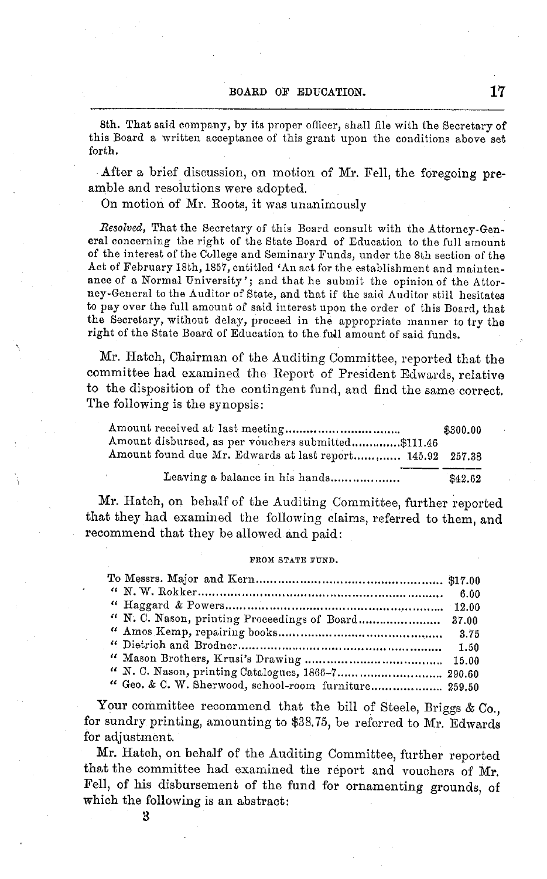8th. That said company, by its proper officer, shall file with the Secretary of this Board a written acceptance of this grant upon the conditions above set forth.

After a brief discussion, on motion of Mr. Fell, the foregoing preamble and resolutions were adopted.

On motion of Mr. Roots, it was unanimously

*Resolved*, That the Secretary of this Board consult with the Attorney-General concerning the right of the State Board of Education to the full amount of the interest of the College and Seminary Funds, under the 8th section of the Act of February 18th, 1857, entitled 'An act for the establishment and maintenance of a Normal University'; and that he submit the opinion of the Attorney-General to the Auditor of State, and that if the said Auditor still hesitates to pay over the full amount of said interest upon the order of this Board, that the Secretary, without delay, proceed in the appropriate manner to try the right of the State Board of Education to the full amount of said funds.

Mr. Hatch, Chairman of the Auditing Committee, reported that the committee had examined the Report of President Edwards, relative to the disposition of the contingent fund, and find the same correct. The following is the synopsis:

| | | |
|---|---|---|
| Amount received at last meeting | | $300.00 |
| Amount disbursed, as per vouchers submitted | $111.46 | |
| Amount found due Mr. Edwards at last report | 145.92 | 257.38 |
| Leaving a balance in his hands | | $42.62 |

Mr. Hatch, on behalf of the Auditing Committee, further reported that they had examined the following claims, referred to them, and recommend that they be allowed and paid:

FROM STATE FUND.

| | |
|---|---|
| To Messrs. Major and Kern | $17.00 |
| " N. W. Rokker | 6.00 |
| " Haggard & Powers | 12.00 |
| " N. C. Nason, printing Proceedings of Board | 37.00 |
| " Amos Kemp, repairing books | 3.75 |
| " Dietrich and Brodner | 1.50 |
| " Mason Brothers, Krusi's Drawing | 15.00 |
| " N. C. Nason, printing Catalogues, 1866–7 | 290.60 |
| " Geo. & C. W. Sherwood, school-room furniture | 259.50 |

Your committee recommend that the bill of Steele, Briggs & Co., for sundry printing, amounting to $38.75, be referred to Mr. Edwards for adjustment.

Mr. Hatch, on behalf of the Auditing Committee, further reported that the committee had examined the report and vouchers of Mr. Fell, of his disbursement of the fund for ornamenting grounds, of which the following is an abstract:

3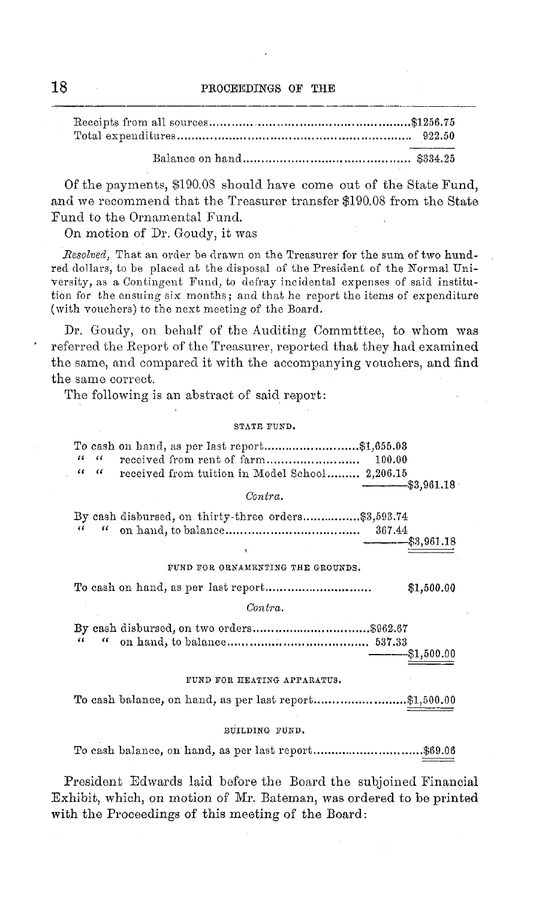| | |
|---|---|
| Receipts from all sources | $1256.75 |
| Total expenditures | 922.50 |
| Balance on hand | $334.25 |

Of the payments, $190.08 should have come out of the State Fund, and we recommend that the Treasurer transfer $190.08 from the State Fund to the Ornamental Fund.

On motion of Dr. Goudy, it was

*Resolved,* That an order be drawn on the Treasurer for the sum of two hundred dollars, to be placed at the disposal of the President of the Normal University, as a Contingent Fund, to defray incidental expenses of said institution for the ensuing six months; and that he report the items of expenditure (with vouchers) to the next meeting of the Board.

Dr. Goudy, on behalf of the Auditing Commtttee, to whom was referred the Report of the Treasurer, reported that they had examined the same, and compared it with the accompanying vouchers, and find the same correct.

The following is an abstract of said report:

STATE FUND.

| | | |
|---|---|---|
| To cash on hand, as per last report | $1,655.03 | |
| " " received from rent of farm | 100.00 | |
| " " received from tuition in Model School | 2,206.15 | |
| | | $3,961.18 |

*Contra.*

| | | |
|---|---|---|
| By cash disbursed, on thirty-three orders | $3,593.74 | |
| " " on hand, to balance | 367.44 | |
| | | $3,961.18 |

FUND FOR ORNAMENTING THE GROUNDS.

| | | |
|---|---|---|
| To cash on hand, as per last report | | $1,500.00 |

*Contra.*

| | | |
|---|---|---|
| By cash disbursed, on two orders | $962.67 | |
| " " on hand, to balance | 537.33 | |
| | | $1,500.00 |

FUND FOR HEATING APPARATUS.

To cash balance, on hand, as per last report ........................ $1,500.00

BUILDING FUND.

To cash balance, on hand, as per last report ........................ $69.06

President Edwards laid before the Board the subjoined Financial Exhibit, which, on motion of Mr. Bateman, was ordered to be printed with the Proceedings of this meeting of the Board: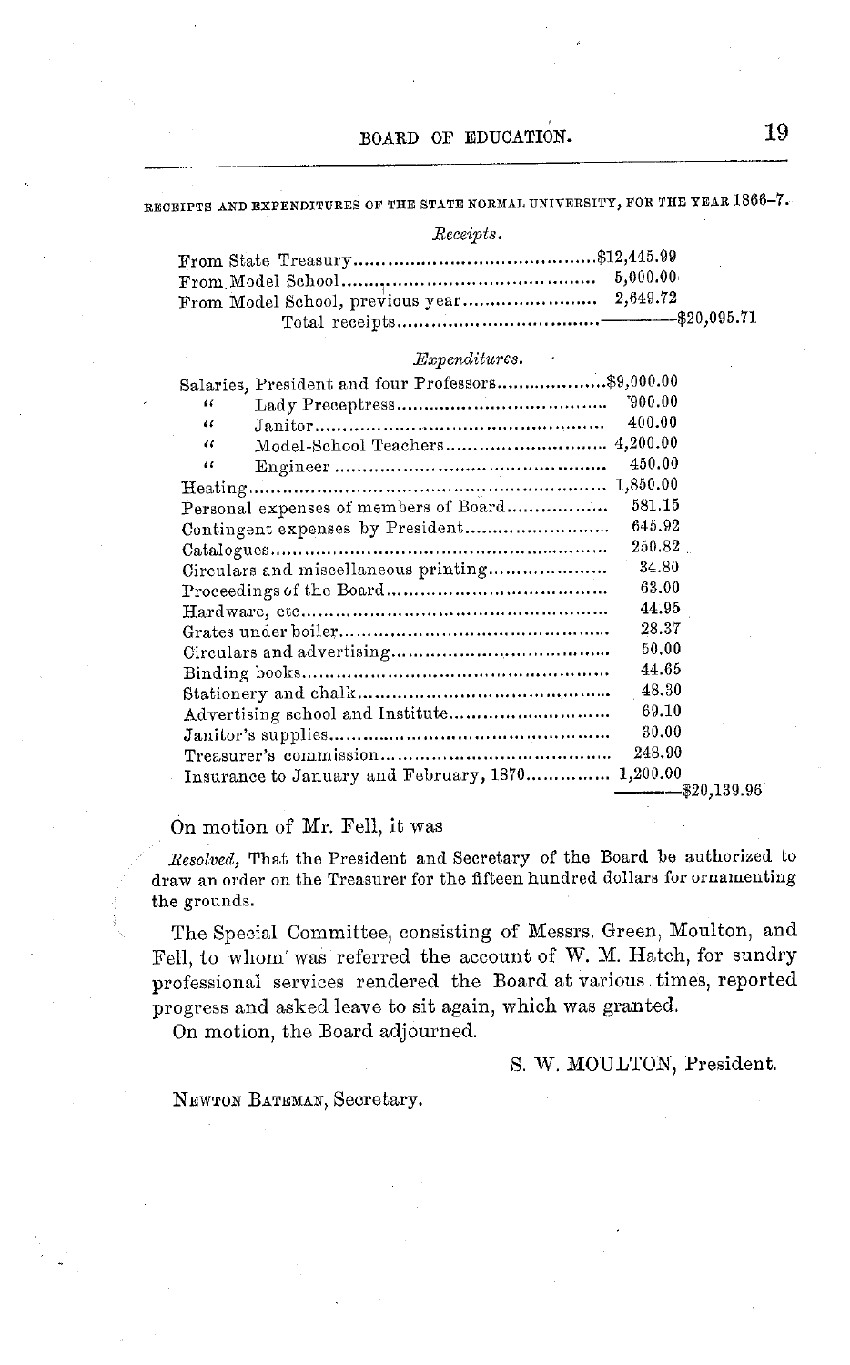RECEIPTS AND EXPENDITURES OF THE STATE NORMAL UNIVERSITY, FOR THE YEAR 1866–7.

*Receipts.*

| | | |
|---|---|---|
| From State Treasury | $12,445.99 | |
| From Model School | 5,000.00 | |
| From Model School, previous year | 2,649.72 | |
| Total receipts | | $20,095.71 |

*Expenditures.*

| | | |
|---|---|---|
| Salaries, President and four Professors | $9,000.00 | |
| " Lady Preceptress | 900.00 | |
| " Janitor | 400.00 | |
| " Model-School Teachers | 4,200.00 | |
| " Engineer | 450.00 | |
| Heating | 1,850.00 | |
| Personal expenses of members of Board | 581.15 | |
| Contingent expenses by President | 645.92 | |
| Catalogues | 250.82 | |
| Circulars and miscellaneous printing | 34.80 | |
| Proceedings of the Board | 63.00 | |
| Hardware, etc | 44.95 | |
| Grates under boiler | 28.37 | |
| Circulars and advertising | 50.00 | |
| Binding books | 44.65 | |
| Stationery and chalk | 48.30 | |
| Advertising school and Institute | 69.10 | |
| Janitor's supplies | 30.00 | |
| Treasurer's commission | 248.90 | |
| Insurance to January and February, 1870 | 1,200.00 | |
| | | $20,139.96 |

On motion of Mr. Fell, it was

*Resolved,* That the President and Secretary of the Board be authorized to draw an order on the Treasurer for the fifteen hundred dollars for ornamenting the grounds.

The Special Committee, consisting of Messrs. Green, Moulton, and Fell, to whom was referred the account of W. M. Hatch, for sundry professional services rendered the Board at various times, reported progress and asked leave to sit again, which was granted.

On motion, the Board adjourned.

S. W. MOULTON, President.

NEWTON BATEMAN, Secretary.